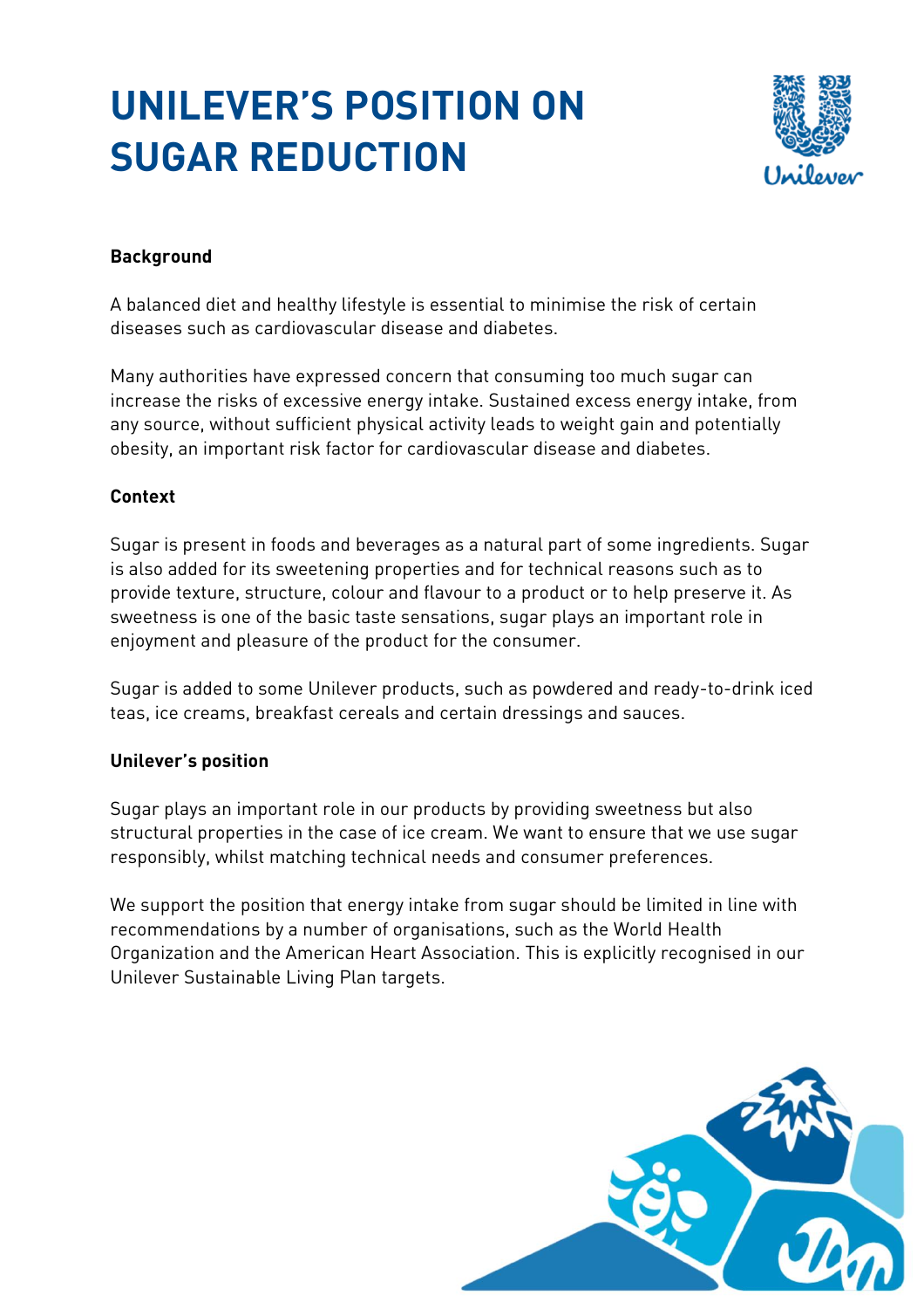# UNILEVER'S POSITION ON SUGAR REDUCTION

**Background**

A balanced diet and healthy lifestyle is essential to minimise the risk of certain diseases such as cardiovascular disease and diabetes.

Many authorities have expressed concern that consuming too much sugar can increase the risks of excessive energy intake. Sustained excess energy intake, from any source, without sufficient physical activity leads to weight gain and potentially obesity, an important risk factor for cardiovascular disease and diabetes.

**Context**

Sugar is present in foods and beverages as a natural part of some ingredients. Sugar is also added for its sweetening properties and for technical reasons such as to provide texture, structure, colour and flavour to a product or to help preserve it. As sweetness is one of the basic taste sensations, sugar plays an important role in enjoyment and pleasure of the product for the consumer.

Sugar is added to some Unilever products, such as powdered and ready-to-drink iced teas, ice creams, breakfast cereals and certain dressings and sauces.

**Unilever's position**

Sugar plays an important role in our products by providing sweetness but also structural properties in the case of ice cream. We want to ensure that we use sugar responsibly, whilst matching technical needs and consumer preferences.

We support the position that energy intake from sugar should be limited in line with recommendations by a number of organisations, such as the World Health Organization and the American Heart Association. This is explicitly recognised in our Unilever Sustainable Living Plan targets.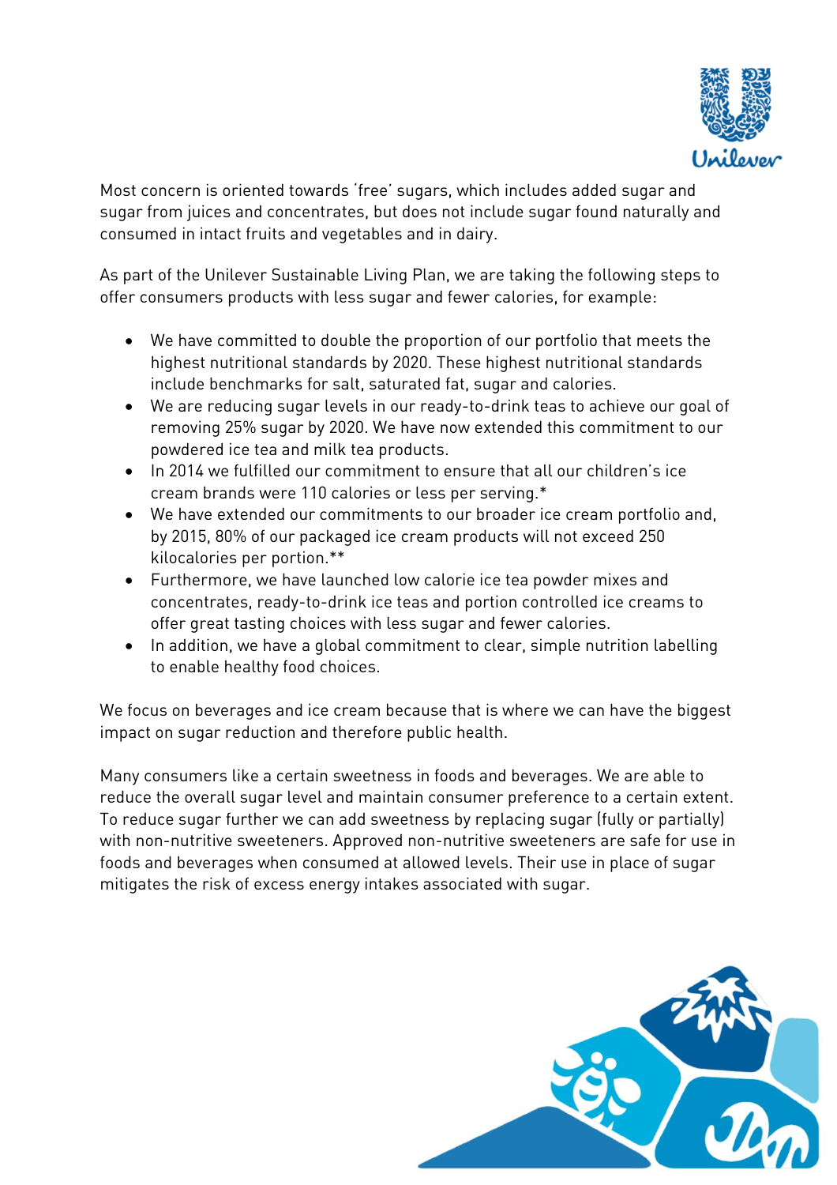Most concern is oriented towards 'free' sugars, which includes added sugar and sugar from juices and concentrates, but does not include sugar found naturally and consumed in intact fruits and vegetables and in dairy.

As part of the Unilever Sustainable Living Plan, we are taking the following steps to offer consumers products with less sugar and fewer calories, for example:

- We have committed to double the proportion of our portfolio that meets the highest nutritional standards by 2020. These highest nutritional standards include benchmarks for salt, saturated fat, sugar and calories.
- We are reducing sugar levels in our ready-to-drink teas to achieve our goal of removing 25% sugar by 2020. We have now extended this commitment to our powdered ice tea and milk tea products.
- In 2014 we fulfilled our commitment to ensure that all our children's ice cream brands were 110 calories or less per serving.*
- We have extended our commitments to our broader ice cream portfolio and, by 2015, 80% of our packaged ice cream products will not exceed 250 kilocalories per portion.**
- Furthermore, we have launched low calorie ice tea powder mixes and concentrates, ready-to-drink ice teas and portion controlled ice creams to offer great tasting choices with less sugar and fewer calories.
- In addition, we have a global commitment to clear, simple nutrition labelling to enable healthy food choices.

We focus on beverages and ice cream because that is where we can have the biggest impact on sugar reduction and therefore public health.

Many consumers like a certain sweetness in foods and beverages. We are able to reduce the overall sugar level and maintain consumer preference to a certain extent. To reduce sugar further we can add sweetness by replacing sugar (fully or partially) with non-nutritive sweeteners. Approved non-nutritive sweeteners are safe for use in foods and beverages when consumed at allowed levels. Their use in place of sugar mitigates the risk of excess energy intakes associated with sugar.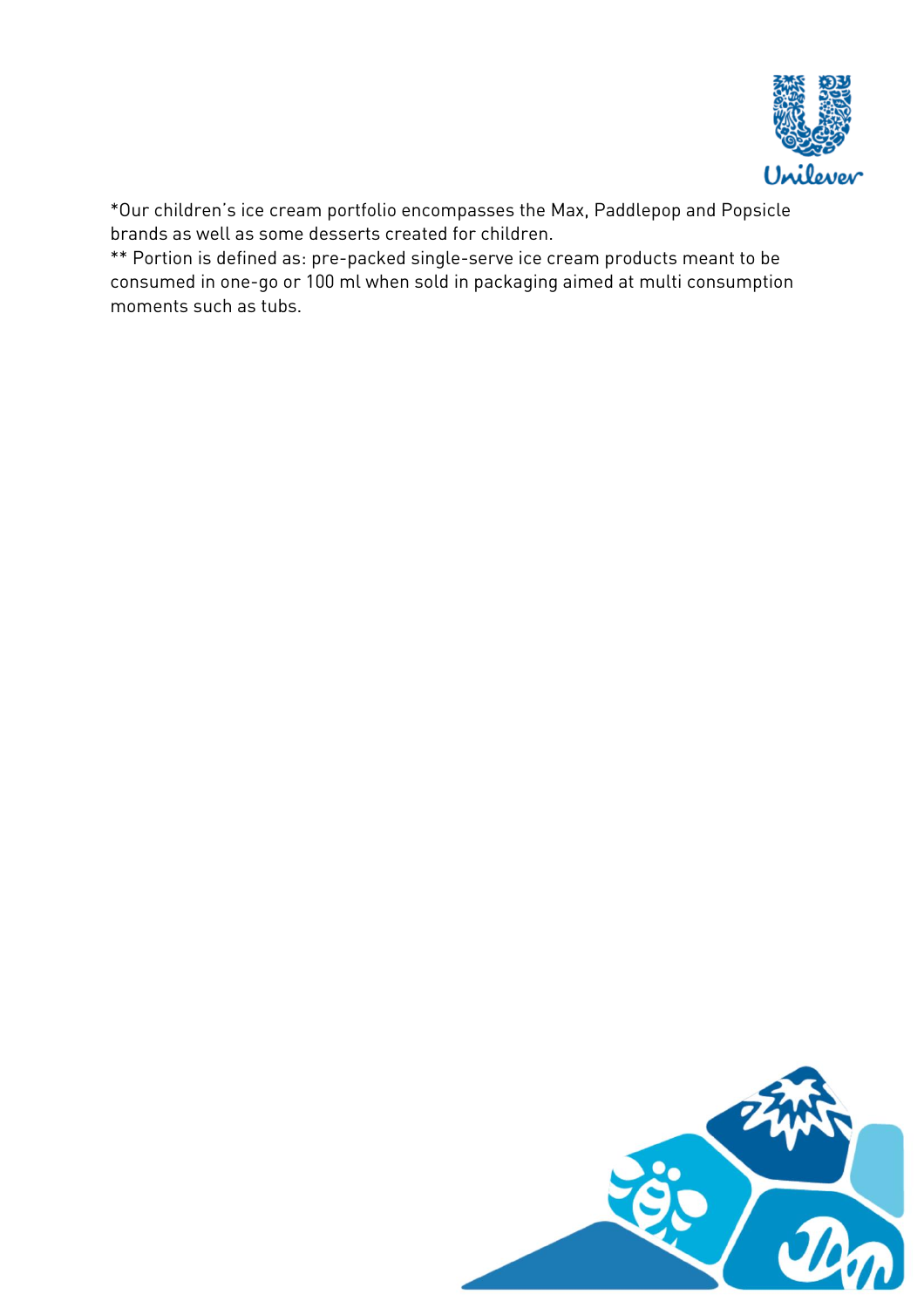*Our children's ice cream portfolio encompasses the Max, Paddlepop and Popsicle brands as well as some desserts created for children.

** Portion is defined as: pre-packed single-serve ice cream products meant to be consumed in one-go or 100 ml when sold in packaging aimed at multi consumption moments such as tubs.